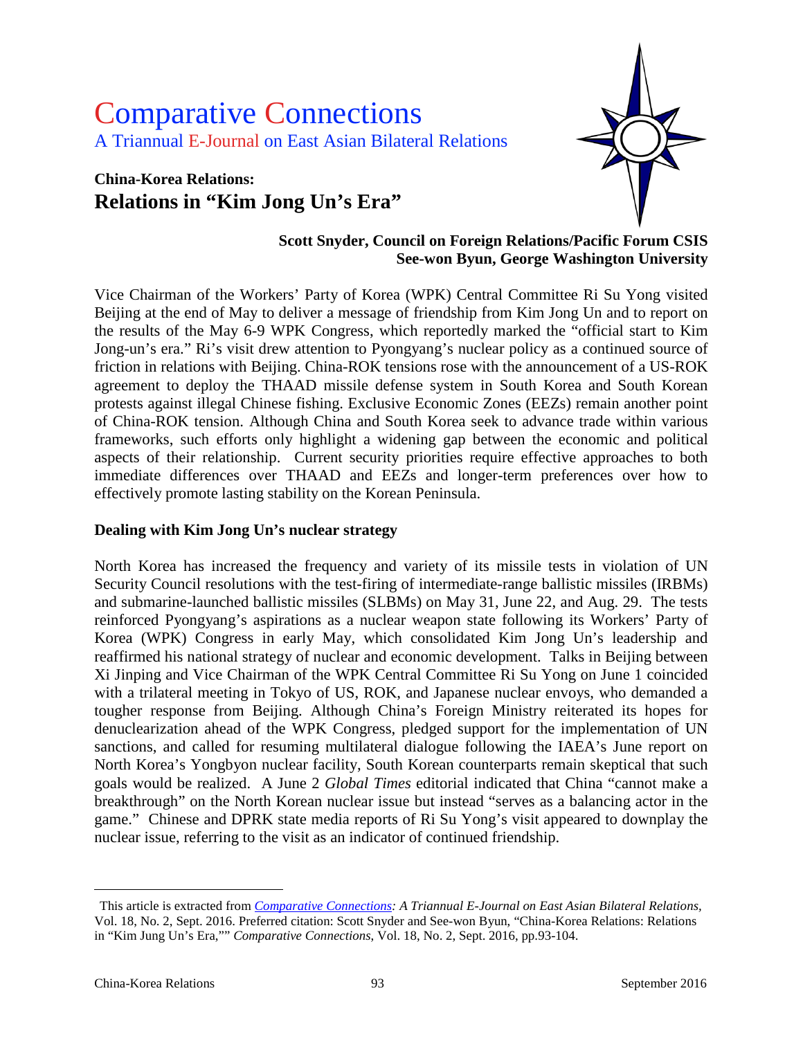# Comparative Connections

A Triannual E-Journal on East Asian Bilateral Relations

## China-Korea Relations:
## Relations in "Kim Jong Un's Era"

**Scott Snyder, Council on Foreign Relations/Pacific Forum CSIS**
**See-won Byun, George Washington University**

Vice Chairman of the Workers' Party of Korea (WPK) Central Committee Ri Su Yong visited Beijing at the end of May to deliver a message of friendship from Kim Jong Un and to report on the results of the May 6-9 WPK Congress, which reportedly marked the "official start to Kim Jong-un's era." Ri's visit drew attention to Pyongyang's nuclear policy as a continued source of friction in relations with Beijing. China-ROK tensions rose with the announcement of a US-ROK agreement to deploy the THAAD missile defense system in South Korea and South Korean protests against illegal Chinese fishing. Exclusive Economic Zones (EEZs) remain another point of China-ROK tension. Although China and South Korea seek to advance trade within various frameworks, such efforts only highlight a widening gap between the economic and political aspects of their relationship. Current security priorities require effective approaches to both immediate differences over THAAD and EEZs and longer-term preferences over how to effectively promote lasting stability on the Korean Peninsula.

### Dealing with Kim Jong Un's nuclear strategy

North Korea has increased the frequency and variety of its missile tests in violation of UN Security Council resolutions with the test-firing of intermediate-range ballistic missiles (IRBMs) and submarine-launched ballistic missiles (SLBMs) on May 31, June 22, and Aug. 29. The tests reinforced Pyongyang's aspirations as a nuclear weapon state following its Workers' Party of Korea (WPK) Congress in early May, which consolidated Kim Jong Un's leadership and reaffirmed his national strategy of nuclear and economic development. Talks in Beijing between Xi Jinping and Vice Chairman of the WPK Central Committee Ri Su Yong on June 1 coincided with a trilateral meeting in Tokyo of US, ROK, and Japanese nuclear envoys, who demanded a tougher response from Beijing. Although China's Foreign Ministry reiterated its hopes for denuclearization ahead of the WPK Congress, pledged support for the implementation of UN sanctions, and called for resuming multilateral dialogue following the IAEA's June report on North Korea's Yongbyon nuclear facility, South Korean counterparts remain skeptical that such goals would be realized. A June 2 *Global Times* editorial indicated that China "cannot make a breakthrough" on the North Korean nuclear issue but instead "serves as a balancing actor in the game." Chinese and DPRK state media reports of Ri Su Yong's visit appeared to downplay the nuclear issue, referring to the visit as an indicator of continued friendship.

---

This article is extracted from *Comparative Connections: A Triannual E-Journal on East Asian Bilateral Relations*, Vol. 18, No. 2, Sept. 2016. Preferred citation: Scott Snyder and See-won Byun, "China-Korea Relations: Relations in "Kim Jung Un's Era,"" *Comparative Connections*, Vol. 18, No. 2, Sept. 2016, pp.93-104.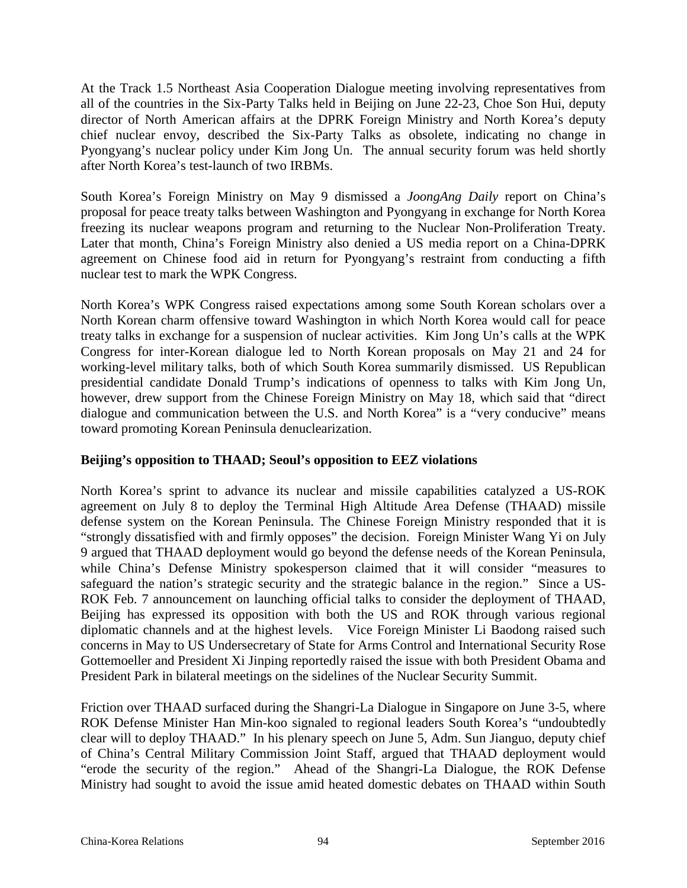At the Track 1.5 Northeast Asia Cooperation Dialogue meeting involving representatives from all of the countries in the Six-Party Talks held in Beijing on June 22-23, Choe Son Hui, deputy director of North American affairs at the DPRK Foreign Ministry and North Korea's deputy chief nuclear envoy, described the Six-Party Talks as obsolete, indicating no change in Pyongyang's nuclear policy under Kim Jong Un. The annual security forum was held shortly after North Korea's test-launch of two IRBMs.

South Korea's Foreign Ministry on May 9 dismissed a *JoongAng Daily* report on China's proposal for peace treaty talks between Washington and Pyongyang in exchange for North Korea freezing its nuclear weapons program and returning to the Nuclear Non-Proliferation Treaty. Later that month, China's Foreign Ministry also denied a US media report on a China-DPRK agreement on Chinese food aid in return for Pyongyang's restraint from conducting a fifth nuclear test to mark the WPK Congress.

North Korea's WPK Congress raised expectations among some South Korean scholars over a North Korean charm offensive toward Washington in which North Korea would call for peace treaty talks in exchange for a suspension of nuclear activities. Kim Jong Un's calls at the WPK Congress for inter-Korean dialogue led to North Korean proposals on May 21 and 24 for working-level military talks, both of which South Korea summarily dismissed. US Republican presidential candidate Donald Trump's indications of openness to talks with Kim Jong Un, however, drew support from the Chinese Foreign Ministry on May 18, which said that "direct dialogue and communication between the U.S. and North Korea" is a "very conducive" means toward promoting Korean Peninsula denuclearization.

**Beijing's opposition to THAAD; Seoul's opposition to EEZ violations**

North Korea's sprint to advance its nuclear and missile capabilities catalyzed a US-ROK agreement on July 8 to deploy the Terminal High Altitude Area Defense (THAAD) missile defense system on the Korean Peninsula. The Chinese Foreign Ministry responded that it is "strongly dissatisfied with and firmly opposes" the decision. Foreign Minister Wang Yi on July 9 argued that THAAD deployment would go beyond the defense needs of the Korean Peninsula, while China's Defense Ministry spokesperson claimed that it will consider "measures to safeguard the nation's strategic security and the strategic balance in the region." Since a US-ROK Feb. 7 announcement on launching official talks to consider the deployment of THAAD, Beijing has expressed its opposition with both the US and ROK through various regional diplomatic channels and at the highest levels. Vice Foreign Minister Li Baodong raised such concerns in May to US Undersecretary of State for Arms Control and International Security Rose Gottemoeller and President Xi Jinping reportedly raised the issue with both President Obama and President Park in bilateral meetings on the sidelines of the Nuclear Security Summit.

Friction over THAAD surfaced during the Shangri-La Dialogue in Singapore on June 3-5, where ROK Defense Minister Han Min-koo signaled to regional leaders South Korea's "undoubtedly clear will to deploy THAAD." In his plenary speech on June 5, Adm. Sun Jianguo, deputy chief of China's Central Military Commission Joint Staff, argued that THAAD deployment would "erode the security of the region." Ahead of the Shangri-La Dialogue, the ROK Defense Ministry had sought to avoid the issue amid heated domestic debates on THAAD within South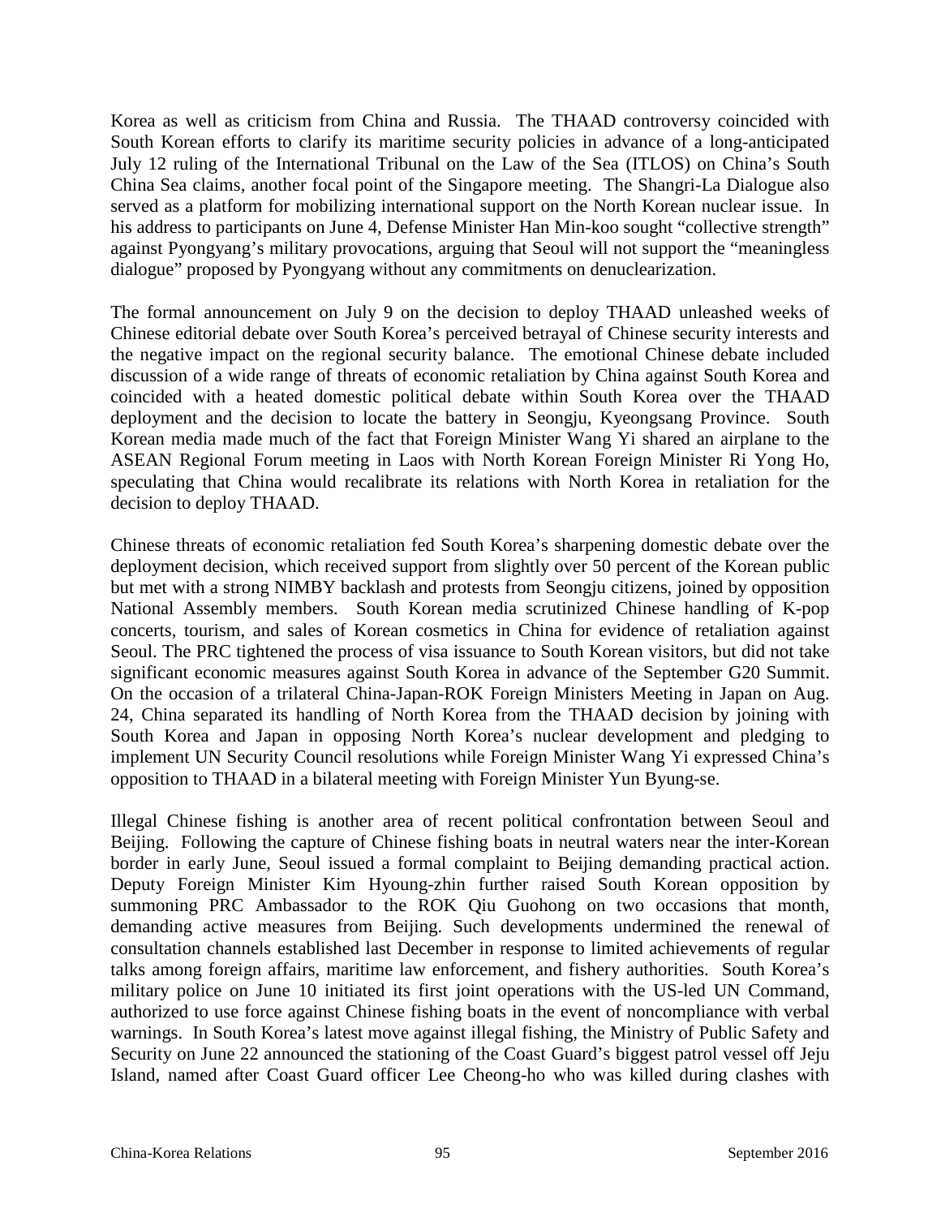Korea as well as criticism from China and Russia. The THAAD controversy coincided with South Korean efforts to clarify its maritime security policies in advance of a long-anticipated July 12 ruling of the International Tribunal on the Law of the Sea (ITLOS) on China's South China Sea claims, another focal point of the Singapore meeting. The Shangri-La Dialogue also served as a platform for mobilizing international support on the North Korean nuclear issue. In his address to participants on June 4, Defense Minister Han Min-koo sought "collective strength" against Pyongyang's military provocations, arguing that Seoul will not support the "meaningless dialogue" proposed by Pyongyang without any commitments on denuclearization.

The formal announcement on July 9 on the decision to deploy THAAD unleashed weeks of Chinese editorial debate over South Korea's perceived betrayal of Chinese security interests and the negative impact on the regional security balance. The emotional Chinese debate included discussion of a wide range of threats of economic retaliation by China against South Korea and coincided with a heated domestic political debate within South Korea over the THAAD deployment and the decision to locate the battery in Seongju, Kyeongsang Province. South Korean media made much of the fact that Foreign Minister Wang Yi shared an airplane to the ASEAN Regional Forum meeting in Laos with North Korean Foreign Minister Ri Yong Ho, speculating that China would recalibrate its relations with North Korea in retaliation for the decision to deploy THAAD.

Chinese threats of economic retaliation fed South Korea's sharpening domestic debate over the deployment decision, which received support from slightly over 50 percent of the Korean public but met with a strong NIMBY backlash and protests from Seongju citizens, joined by opposition National Assembly members. South Korean media scrutinized Chinese handling of K-pop concerts, tourism, and sales of Korean cosmetics in China for evidence of retaliation against Seoul. The PRC tightened the process of visa issuance to South Korean visitors, but did not take significant economic measures against South Korea in advance of the September G20 Summit. On the occasion of a trilateral China-Japan-ROK Foreign Ministers Meeting in Japan on Aug. 24, China separated its handling of North Korea from the THAAD decision by joining with South Korea and Japan in opposing North Korea's nuclear development and pledging to implement UN Security Council resolutions while Foreign Minister Wang Yi expressed China's opposition to THAAD in a bilateral meeting with Foreign Minister Yun Byung-se.

Illegal Chinese fishing is another area of recent political confrontation between Seoul and Beijing. Following the capture of Chinese fishing boats in neutral waters near the inter-Korean border in early June, Seoul issued a formal complaint to Beijing demanding practical action. Deputy Foreign Minister Kim Hyoung-zhin further raised South Korean opposition by summoning PRC Ambassador to the ROK Qiu Guohong on two occasions that month, demanding active measures from Beijing. Such developments undermined the renewal of consultation channels established last December in response to limited achievements of regular talks among foreign affairs, maritime law enforcement, and fishery authorities. South Korea's military police on June 10 initiated its first joint operations with the US-led UN Command, authorized to use force against Chinese fishing boats in the event of noncompliance with verbal warnings. In South Korea's latest move against illegal fishing, the Ministry of Public Safety and Security on June 22 announced the stationing of the Coast Guard's biggest patrol vessel off Jeju Island, named after Coast Guard officer Lee Cheong-ho who was killed during clashes with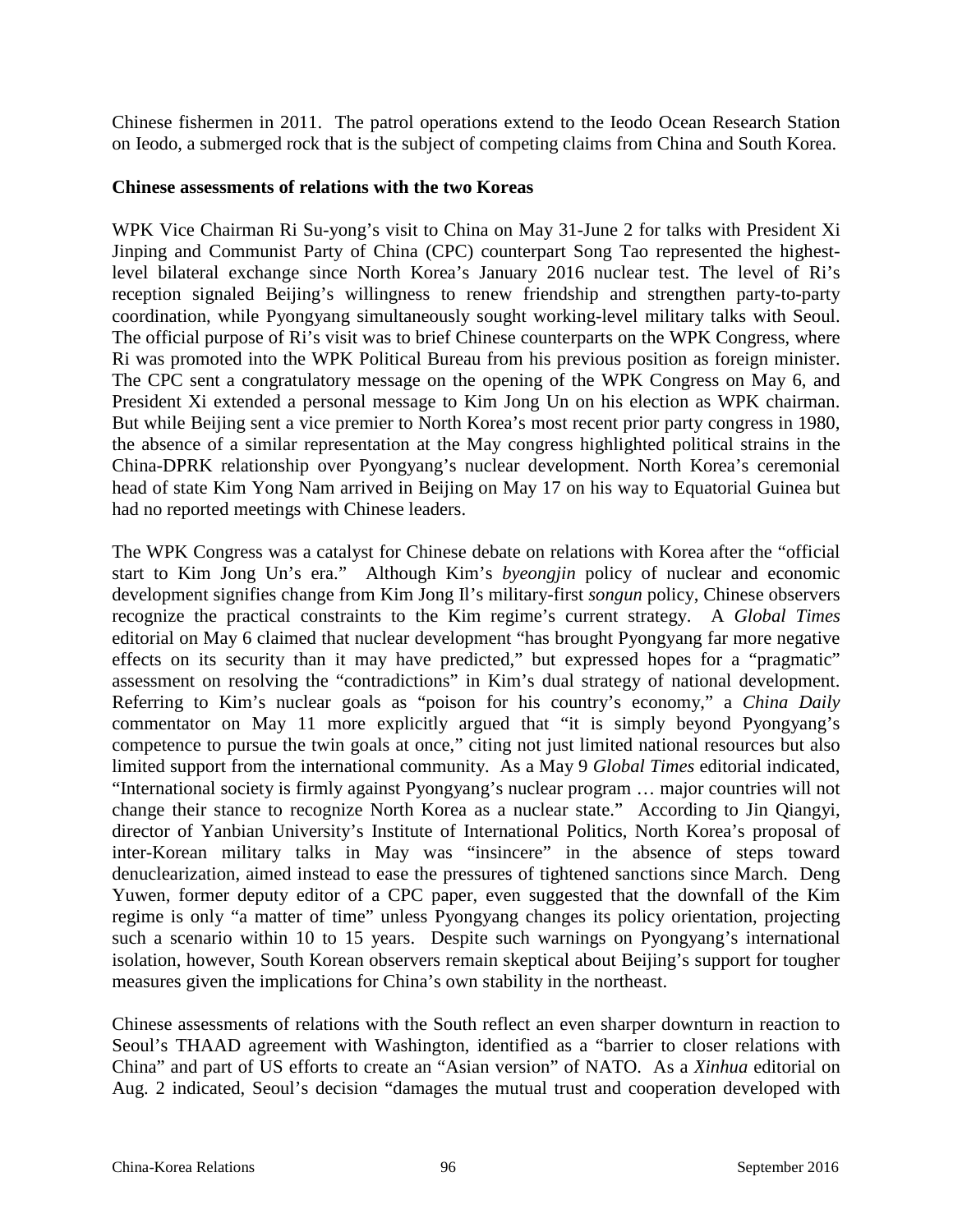Chinese fishermen in 2011. The patrol operations extend to the Ieodo Ocean Research Station on Ieodo, a submerged rock that is the subject of competing claims from China and South Korea.

**Chinese assessments of relations with the two Koreas**

WPK Vice Chairman Ri Su-yong's visit to China on May 31-June 2 for talks with President Xi Jinping and Communist Party of China (CPC) counterpart Song Tao represented the highest-level bilateral exchange since North Korea's January 2016 nuclear test. The level of Ri's reception signaled Beijing's willingness to renew friendship and strengthen party-to-party coordination, while Pyongyang simultaneously sought working-level military talks with Seoul. The official purpose of Ri's visit was to brief Chinese counterparts on the WPK Congress, where Ri was promoted into the WPK Political Bureau from his previous position as foreign minister. The CPC sent a congratulatory message on the opening of the WPK Congress on May 6, and President Xi extended a personal message to Kim Jong Un on his election as WPK chairman. But while Beijing sent a vice premier to North Korea's most recent prior party congress in 1980, the absence of a similar representation at the May congress highlighted political strains in the China-DPRK relationship over Pyongyang's nuclear development. North Korea's ceremonial head of state Kim Yong Nam arrived in Beijing on May 17 on his way to Equatorial Guinea but had no reported meetings with Chinese leaders.

The WPK Congress was a catalyst for Chinese debate on relations with Korea after the "official start to Kim Jong Un's era." Although Kim's *byeongjin* policy of nuclear and economic development signifies change from Kim Jong Il's military-first *songun* policy, Chinese observers recognize the practical constraints to the Kim regime's current strategy. A *Global Times* editorial on May 6 claimed that nuclear development "has brought Pyongyang far more negative effects on its security than it may have predicted," but expressed hopes for a "pragmatic" assessment on resolving the "contradictions" in Kim's dual strategy of national development. Referring to Kim's nuclear goals as "poison for his country's economy," a *China Daily* commentator on May 11 more explicitly argued that "it is simply beyond Pyongyang's competence to pursue the twin goals at once," citing not just limited national resources but also limited support from the international community. As a May 9 *Global Times* editorial indicated, "International society is firmly against Pyongyang's nuclear program … major countries will not change their stance to recognize North Korea as a nuclear state." According to Jin Qiangyi, director of Yanbian University's Institute of International Politics, North Korea's proposal of inter-Korean military talks in May was "insincere" in the absence of steps toward denuclearization, aimed instead to ease the pressures of tightened sanctions since March. Deng Yuwen, former deputy editor of a CPC paper, even suggested that the downfall of the Kim regime is only "a matter of time" unless Pyongyang changes its policy orientation, projecting such a scenario within 10 to 15 years. Despite such warnings on Pyongyang's international isolation, however, South Korean observers remain skeptical about Beijing's support for tougher measures given the implications for China's own stability in the northeast.

Chinese assessments of relations with the South reflect an even sharper downturn in reaction to Seoul's THAAD agreement with Washington, identified as a "barrier to closer relations with China" and part of US efforts to create an "Asian version" of NATO. As a *Xinhua* editorial on Aug. 2 indicated, Seoul's decision "damages the mutual trust and cooperation developed with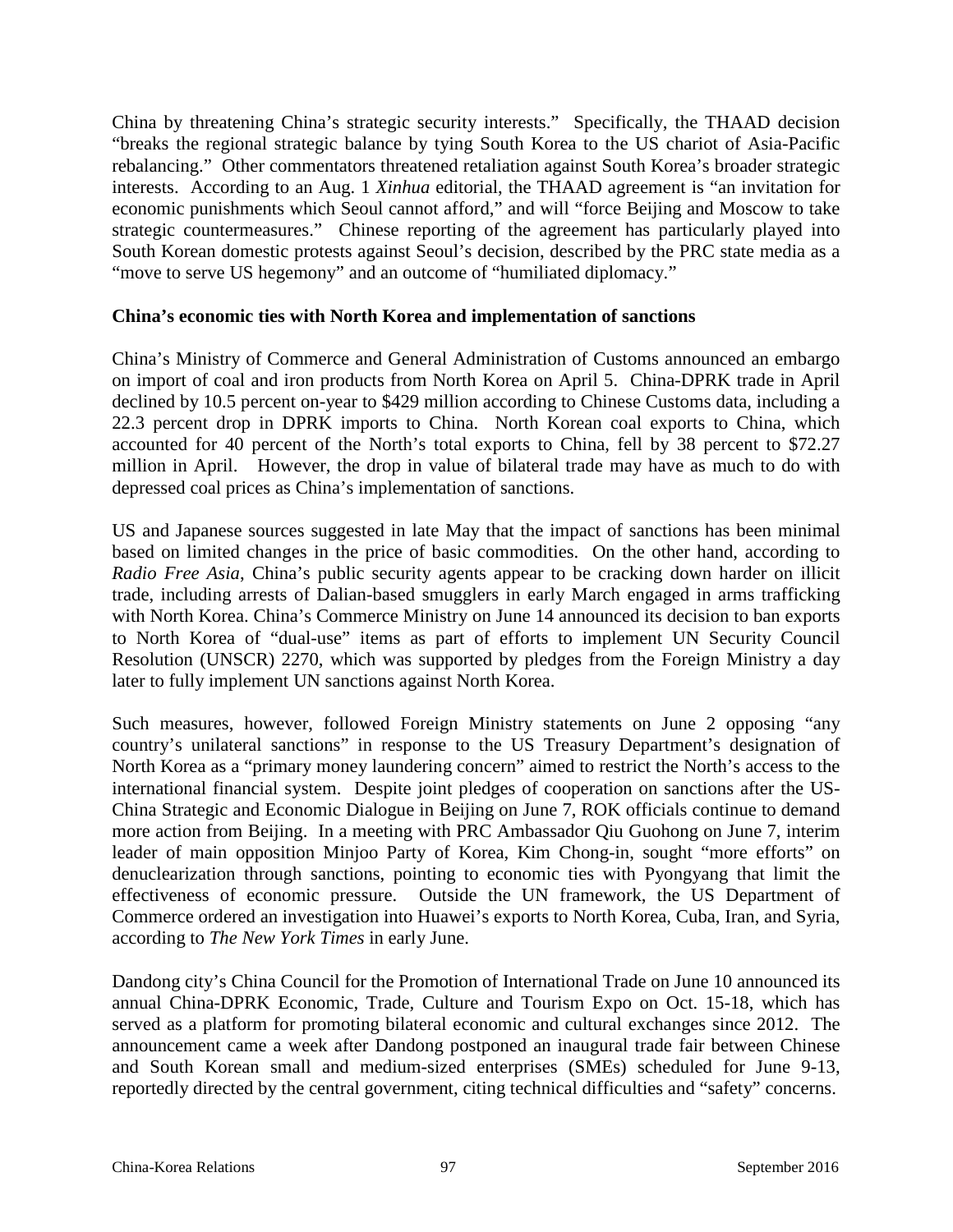China by threatening China's strategic security interests." Specifically, the THAAD decision "breaks the regional strategic balance by tying South Korea to the US chariot of Asia-Pacific rebalancing." Other commentators threatened retaliation against South Korea's broader strategic interests. According to an Aug. 1 *Xinhua* editorial, the THAAD agreement is "an invitation for economic punishments which Seoul cannot afford," and will "force Beijing and Moscow to take strategic countermeasures." Chinese reporting of the agreement has particularly played into South Korean domestic protests against Seoul's decision, described by the PRC state media as a "move to serve US hegemony" and an outcome of "humiliated diplomacy."

**China's economic ties with North Korea and implementation of sanctions**

China's Ministry of Commerce and General Administration of Customs announced an embargo on import of coal and iron products from North Korea on April 5. China-DPRK trade in April declined by 10.5 percent on-year to $429 million according to Chinese Customs data, including a 22.3 percent drop in DPRK imports to China. North Korean coal exports to China, which accounted for 40 percent of the North's total exports to China, fell by 38 percent to $72.27 million in April. However, the drop in value of bilateral trade may have as much to do with depressed coal prices as China's implementation of sanctions.

US and Japanese sources suggested in late May that the impact of sanctions has been minimal based on limited changes in the price of basic commodities. On the other hand, according to *Radio Free Asia*, China's public security agents appear to be cracking down harder on illicit trade, including arrests of Dalian-based smugglers in early March engaged in arms trafficking with North Korea. China's Commerce Ministry on June 14 announced its decision to ban exports to North Korea of "dual-use" items as part of efforts to implement UN Security Council Resolution (UNSCR) 2270, which was supported by pledges from the Foreign Ministry a day later to fully implement UN sanctions against North Korea.

Such measures, however, followed Foreign Ministry statements on June 2 opposing "any country's unilateral sanctions" in response to the US Treasury Department's designation of North Korea as a "primary money laundering concern" aimed to restrict the North's access to the international financial system. Despite joint pledges of cooperation on sanctions after the US-China Strategic and Economic Dialogue in Beijing on June 7, ROK officials continue to demand more action from Beijing. In a meeting with PRC Ambassador Qiu Guohong on June 7, interim leader of main opposition Minjoo Party of Korea, Kim Chong-in, sought "more efforts" on denuclearization through sanctions, pointing to economic ties with Pyongyang that limit the effectiveness of economic pressure. Outside the UN framework, the US Department of Commerce ordered an investigation into Huawei's exports to North Korea, Cuba, Iran, and Syria, according to *The New York Times* in early June.

Dandong city's China Council for the Promotion of International Trade on June 10 announced its annual China-DPRK Economic, Trade, Culture and Tourism Expo on Oct. 15-18, which has served as a platform for promoting bilateral economic and cultural exchanges since 2012. The announcement came a week after Dandong postponed an inaugural trade fair between Chinese and South Korean small and medium-sized enterprises (SMEs) scheduled for June 9-13, reportedly directed by the central government, citing technical difficulties and "safety" concerns.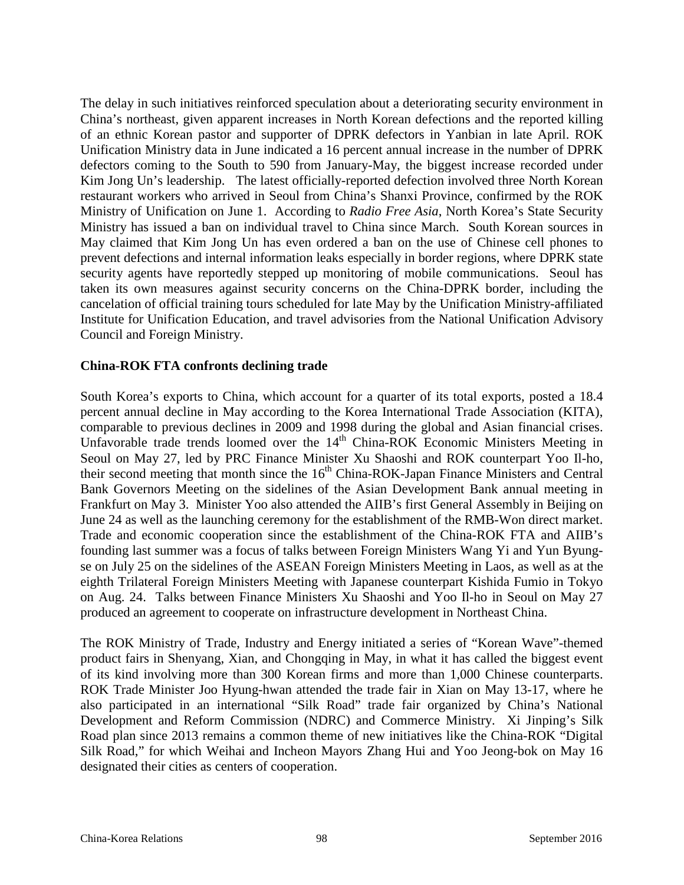The delay in such initiatives reinforced speculation about a deteriorating security environment in China's northeast, given apparent increases in North Korean defections and the reported killing of an ethnic Korean pastor and supporter of DPRK defectors in Yanbian in late April. ROK Unification Ministry data in June indicated a 16 percent annual increase in the number of DPRK defectors coming to the South to 590 from January-May, the biggest increase recorded under Kim Jong Un's leadership. The latest officially-reported defection involved three North Korean restaurant workers who arrived in Seoul from China's Shanxi Province, confirmed by the ROK Ministry of Unification on June 1. According to *Radio Free Asia*, North Korea's State Security Ministry has issued a ban on individual travel to China since March. South Korean sources in May claimed that Kim Jong Un has even ordered a ban on the use of Chinese cell phones to prevent defections and internal information leaks especially in border regions, where DPRK state security agents have reportedly stepped up monitoring of mobile communications. Seoul has taken its own measures against security concerns on the China-DPRK border, including the cancelation of official training tours scheduled for late May by the Unification Ministry-affiliated Institute for Unification Education, and travel advisories from the National Unification Advisory Council and Foreign Ministry.

**China-ROK FTA confronts declining trade**

South Korea's exports to China, which account for a quarter of its total exports, posted a 18.4 percent annual decline in May according to the Korea International Trade Association (KITA), comparable to previous declines in 2009 and 1998 during the global and Asian financial crises. Unfavorable trade trends loomed over the 14th China-ROK Economic Ministers Meeting in Seoul on May 27, led by PRC Finance Minister Xu Shaoshi and ROK counterpart Yoo Il-ho, their second meeting that month since the 16th China-ROK-Japan Finance Ministers and Central Bank Governors Meeting on the sidelines of the Asian Development Bank annual meeting in Frankfurt on May 3. Minister Yoo also attended the AIIB's first General Assembly in Beijing on June 24 as well as the launching ceremony for the establishment of the RMB-Won direct market. Trade and economic cooperation since the establishment of the China-ROK FTA and AIIB's founding last summer was a focus of talks between Foreign Ministers Wang Yi and Yun Byung-se on July 25 on the sidelines of the ASEAN Foreign Ministers Meeting in Laos, as well as at the eighth Trilateral Foreign Ministers Meeting with Japanese counterpart Kishida Fumio in Tokyo on Aug. 24. Talks between Finance Ministers Xu Shaoshi and Yoo Il-ho in Seoul on May 27 produced an agreement to cooperate on infrastructure development in Northeast China.

The ROK Ministry of Trade, Industry and Energy initiated a series of "Korean Wave"-themed product fairs in Shenyang, Xian, and Chongqing in May, in what it has called the biggest event of its kind involving more than 300 Korean firms and more than 1,000 Chinese counterparts. ROK Trade Minister Joo Hyung-hwan attended the trade fair in Xian on May 13-17, where he also participated in an international "Silk Road" trade fair organized by China's National Development and Reform Commission (NDRC) and Commerce Ministry. Xi Jinping's Silk Road plan since 2013 remains a common theme of new initiatives like the China-ROK "Digital Silk Road," for which Weihai and Incheon Mayors Zhang Hui and Yoo Jeong-bok on May 16 designated their cities as centers of cooperation.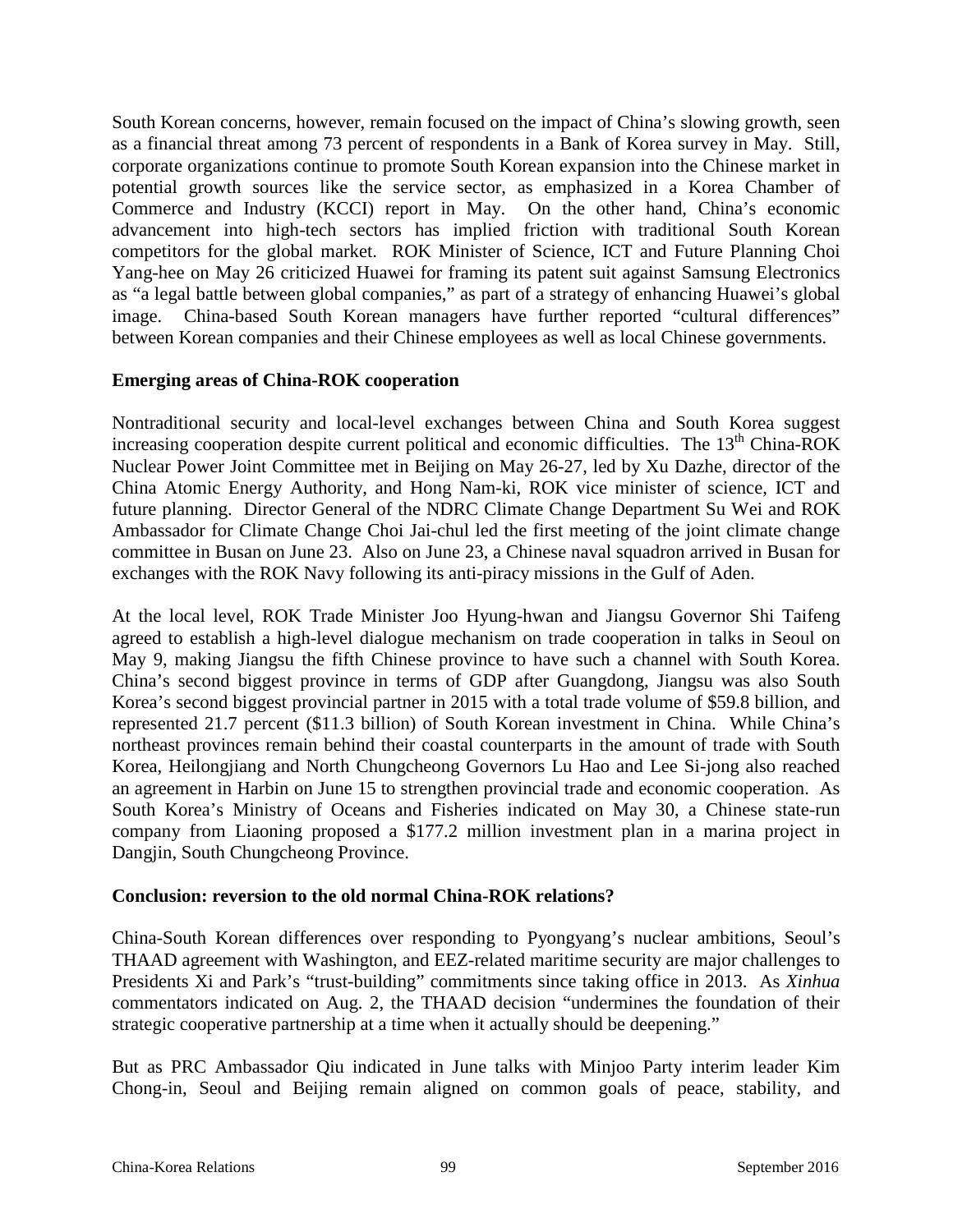South Korean concerns, however, remain focused on the impact of China's slowing growth, seen as a financial threat among 73 percent of respondents in a Bank of Korea survey in May. Still, corporate organizations continue to promote South Korean expansion into the Chinese market in potential growth sources like the service sector, as emphasized in a Korea Chamber of Commerce and Industry (KCCI) report in May. On the other hand, China's economic advancement into high-tech sectors has implied friction with traditional South Korean competitors for the global market. ROK Minister of Science, ICT and Future Planning Choi Yang-hee on May 26 criticized Huawei for framing its patent suit against Samsung Electronics as "a legal battle between global companies," as part of a strategy of enhancing Huawei's global image. China-based South Korean managers have further reported "cultural differences" between Korean companies and their Chinese employees as well as local Chinese governments.

**Emerging areas of China-ROK cooperation**

Nontraditional security and local-level exchanges between China and South Korea suggest increasing cooperation despite current political and economic difficulties. The 13th China-ROK Nuclear Power Joint Committee met in Beijing on May 26-27, led by Xu Dazhe, director of the China Atomic Energy Authority, and Hong Nam-ki, ROK vice minister of science, ICT and future planning. Director General of the NDRC Climate Change Department Su Wei and ROK Ambassador for Climate Change Choi Jai-chul led the first meeting of the joint climate change committee in Busan on June 23. Also on June 23, a Chinese naval squadron arrived in Busan for exchanges with the ROK Navy following its anti-piracy missions in the Gulf of Aden.

At the local level, ROK Trade Minister Joo Hyung-hwan and Jiangsu Governor Shi Taifeng agreed to establish a high-level dialogue mechanism on trade cooperation in talks in Seoul on May 9, making Jiangsu the fifth Chinese province to have such a channel with South Korea. China's second biggest province in terms of GDP after Guangdong, Jiangsu was also South Korea's second biggest provincial partner in 2015 with a total trade volume of \$59.8 billion, and represented 21.7 percent (\$11.3 billion) of South Korean investment in China. While China's northeast provinces remain behind their coastal counterparts in the amount of trade with South Korea, Heilongjiang and North Chungcheong Governors Lu Hao and Lee Si-jong also reached an agreement in Harbin on June 15 to strengthen provincial trade and economic cooperation. As South Korea's Ministry of Oceans and Fisheries indicated on May 30, a Chinese state-run company from Liaoning proposed a \$177.2 million investment plan in a marina project in Dangjin, South Chungcheong Province.

**Conclusion: reversion to the old normal China-ROK relations?**

China-South Korean differences over responding to Pyongyang's nuclear ambitions, Seoul's THAAD agreement with Washington, and EEZ-related maritime security are major challenges to Presidents Xi and Park's "trust-building" commitments since taking office in 2013. As *Xinhua* commentators indicated on Aug. 2, the THAAD decision "undermines the foundation of their strategic cooperative partnership at a time when it actually should be deepening."

But as PRC Ambassador Qiu indicated in June talks with Minjoo Party interim leader Kim Chong-in, Seoul and Beijing remain aligned on common goals of peace, stability, and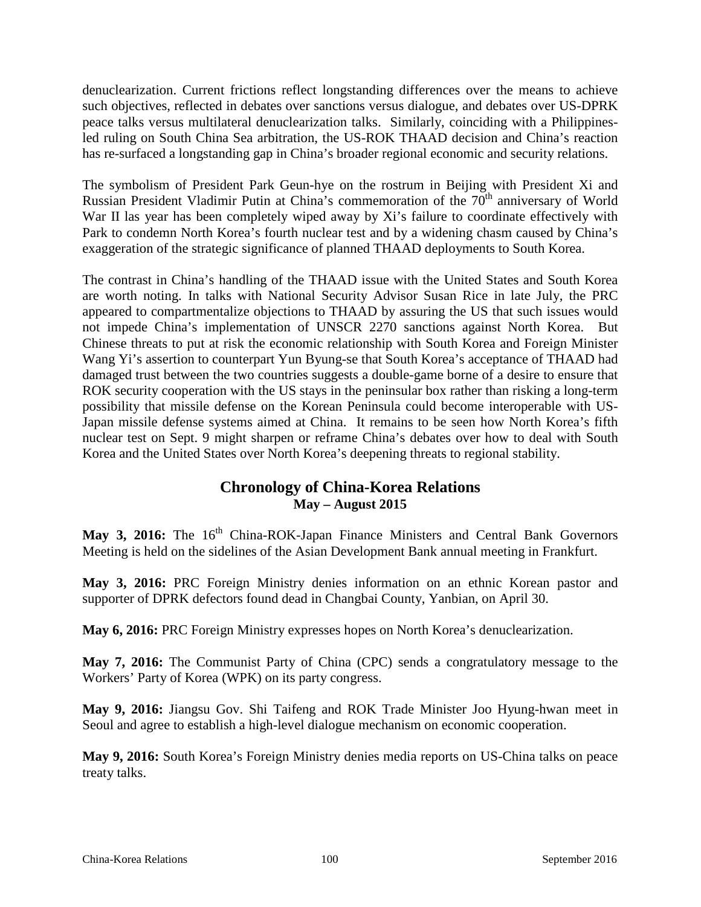denuclearization. Current frictions reflect longstanding differences over the means to achieve such objectives, reflected in debates over sanctions versus dialogue, and debates over US-DPRK peace talks versus multilateral denuclearization talks. Similarly, coinciding with a Philippines-led ruling on South China Sea arbitration, the US-ROK THAAD decision and China's reaction has re-surfaced a longstanding gap in China's broader regional economic and security relations.

The symbolism of President Park Geun-hye on the rostrum in Beijing with President Xi and Russian President Vladimir Putin at China's commemoration of the 70th anniversary of World War II las year has been completely wiped away by Xi's failure to coordinate effectively with Park to condemn North Korea's fourth nuclear test and by a widening chasm caused by China's exaggeration of the strategic significance of planned THAAD deployments to South Korea.

The contrast in China's handling of the THAAD issue with the United States and South Korea are worth noting. In talks with National Security Advisor Susan Rice in late July, the PRC appeared to compartmentalize objections to THAAD by assuring the US that such issues would not impede China's implementation of UNSCR 2270 sanctions against North Korea. But Chinese threats to put at risk the economic relationship with South Korea and Foreign Minister Wang Yi's assertion to counterpart Yun Byung-se that South Korea's acceptance of THAAD had damaged trust between the two countries suggests a double-game borne of a desire to ensure that ROK security cooperation with the US stays in the peninsular box rather than risking a long-term possibility that missile defense on the Korean Peninsula could become interoperable with US-Japan missile defense systems aimed at China. It remains to be seen how North Korea's fifth nuclear test on Sept. 9 might sharpen or reframe China's debates over how to deal with South Korea and the United States over North Korea's deepening threats to regional stability.

## Chronology of China-Korea Relations
### May – August 2015

**May 3, 2016:** The 16th China-ROK-Japan Finance Ministers and Central Bank Governors Meeting is held on the sidelines of the Asian Development Bank annual meeting in Frankfurt.

**May 3, 2016:** PRC Foreign Ministry denies information on an ethnic Korean pastor and supporter of DPRK defectors found dead in Changbai County, Yanbian, on April 30.

**May 6, 2016:** PRC Foreign Ministry expresses hopes on North Korea's denuclearization.

**May 7, 2016:** The Communist Party of China (CPC) sends a congratulatory message to the Workers' Party of Korea (WPK) on its party congress.

**May 9, 2016:** Jiangsu Gov. Shi Taifeng and ROK Trade Minister Joo Hyung-hwan meet in Seoul and agree to establish a high-level dialogue mechanism on economic cooperation.

**May 9, 2016:** South Korea's Foreign Ministry denies media reports on US-China talks on peace treaty talks.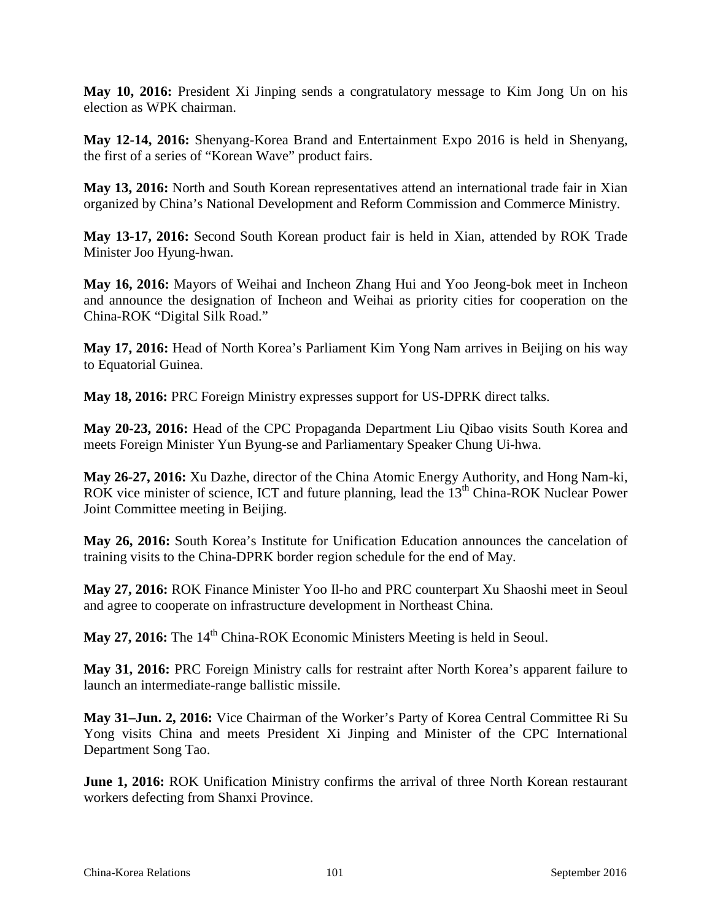**May 10, 2016:** President Xi Jinping sends a congratulatory message to Kim Jong Un on his election as WPK chairman.

**May 12-14, 2016:** Shenyang-Korea Brand and Entertainment Expo 2016 is held in Shenyang, the first of a series of "Korean Wave" product fairs.

**May 13, 2016:** North and South Korean representatives attend an international trade fair in Xian organized by China's National Development and Reform Commission and Commerce Ministry.

**May 13-17, 2016:** Second South Korean product fair is held in Xian, attended by ROK Trade Minister Joo Hyung-hwan.

**May 16, 2016:** Mayors of Weihai and Incheon Zhang Hui and Yoo Jeong-bok meet in Incheon and announce the designation of Incheon and Weihai as priority cities for cooperation on the China-ROK "Digital Silk Road."

**May 17, 2016:** Head of North Korea's Parliament Kim Yong Nam arrives in Beijing on his way to Equatorial Guinea.

**May 18, 2016:** PRC Foreign Ministry expresses support for US-DPRK direct talks.

**May 20-23, 2016:** Head of the CPC Propaganda Department Liu Qibao visits South Korea and meets Foreign Minister Yun Byung-se and Parliamentary Speaker Chung Ui-hwa.

**May 26-27, 2016:** Xu Dazhe, director of the China Atomic Energy Authority, and Hong Nam-ki, ROK vice minister of science, ICT and future planning, lead the 13th China-ROK Nuclear Power Joint Committee meeting in Beijing.

**May 26, 2016:** South Korea's Institute for Unification Education announces the cancelation of training visits to the China-DPRK border region schedule for the end of May.

**May 27, 2016:** ROK Finance Minister Yoo Il-ho and PRC counterpart Xu Shaoshi meet in Seoul and agree to cooperate on infrastructure development in Northeast China.

**May 27, 2016:** The 14th China-ROK Economic Ministers Meeting is held in Seoul.

**May 31, 2016:** PRC Foreign Ministry calls for restraint after North Korea's apparent failure to launch an intermediate-range ballistic missile.

**May 31–Jun. 2, 2016:** Vice Chairman of the Worker's Party of Korea Central Committee Ri Su Yong visits China and meets President Xi Jinping and Minister of the CPC International Department Song Tao.

**June 1, 2016:** ROK Unification Ministry confirms the arrival of three North Korean restaurant workers defecting from Shanxi Province.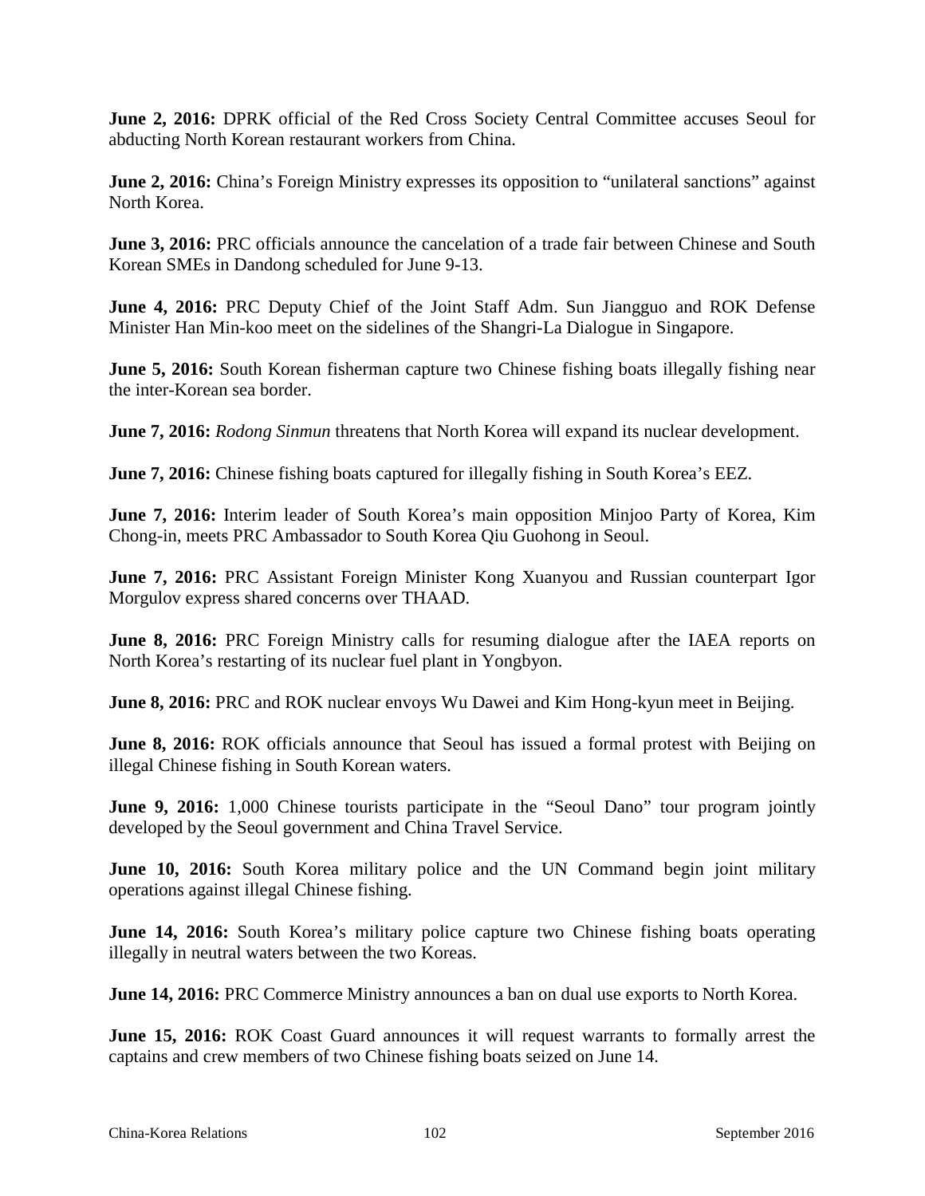**June 2, 2016:** DPRK official of the Red Cross Society Central Committee accuses Seoul for abducting North Korean restaurant workers from China.

**June 2, 2016:** China's Foreign Ministry expresses its opposition to "unilateral sanctions" against North Korea.

**June 3, 2016:** PRC officials announce the cancelation of a trade fair between Chinese and South Korean SMEs in Dandong scheduled for June 9-13.

**June 4, 2016:** PRC Deputy Chief of the Joint Staff Adm. Sun Jiangguo and ROK Defense Minister Han Min-koo meet on the sidelines of the Shangri-La Dialogue in Singapore.

**June 5, 2016:** South Korean fisherman capture two Chinese fishing boats illegally fishing near the inter-Korean sea border.

**June 7, 2016:** *Rodong Sinmun* threatens that North Korea will expand its nuclear development.

**June 7, 2016:** Chinese fishing boats captured for illegally fishing in South Korea's EEZ.

**June 7, 2016:** Interim leader of South Korea's main opposition Minjoo Party of Korea, Kim Chong-in, meets PRC Ambassador to South Korea Qiu Guohong in Seoul.

**June 7, 2016:** PRC Assistant Foreign Minister Kong Xuanyou and Russian counterpart Igor Morgulov express shared concerns over THAAD.

**June 8, 2016:** PRC Foreign Ministry calls for resuming dialogue after the IAEA reports on North Korea's restarting of its nuclear fuel plant in Yongbyon.

**June 8, 2016:** PRC and ROK nuclear envoys Wu Dawei and Kim Hong-kyun meet in Beijing.

**June 8, 2016:** ROK officials announce that Seoul has issued a formal protest with Beijing on illegal Chinese fishing in South Korean waters.

**June 9, 2016:** 1,000 Chinese tourists participate in the "Seoul Dano" tour program jointly developed by the Seoul government and China Travel Service.

**June 10, 2016:** South Korea military police and the UN Command begin joint military operations against illegal Chinese fishing.

**June 14, 2016:** South Korea's military police capture two Chinese fishing boats operating illegally in neutral waters between the two Koreas.

**June 14, 2016:** PRC Commerce Ministry announces a ban on dual use exports to North Korea.

**June 15, 2016:** ROK Coast Guard announces it will request warrants to formally arrest the captains and crew members of two Chinese fishing boats seized on June 14.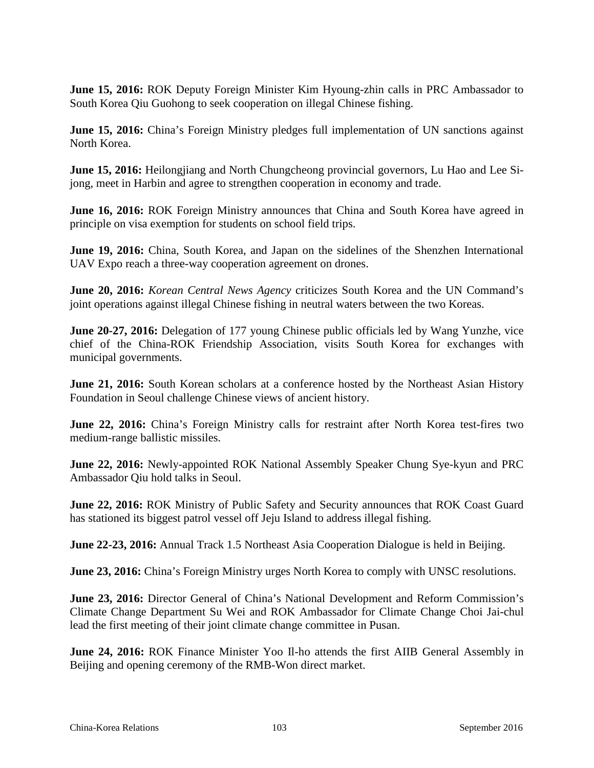**June 15, 2016:** ROK Deputy Foreign Minister Kim Hyoung-zhin calls in PRC Ambassador to South Korea Qiu Guohong to seek cooperation on illegal Chinese fishing.

**June 15, 2016:** China's Foreign Ministry pledges full implementation of UN sanctions against North Korea.

**June 15, 2016:** Heilongjiang and North Chungcheong provincial governors, Lu Hao and Lee Si-jong, meet in Harbin and agree to strengthen cooperation in economy and trade.

**June 16, 2016:** ROK Foreign Ministry announces that China and South Korea have agreed in principle on visa exemption for students on school field trips.

**June 19, 2016:** China, South Korea, and Japan on the sidelines of the Shenzhen International UAV Expo reach a three-way cooperation agreement on drones.

**June 20, 2016:** *Korean Central News Agency* criticizes South Korea and the UN Command's joint operations against illegal Chinese fishing in neutral waters between the two Koreas.

**June 20-27, 2016:** Delegation of 177 young Chinese public officials led by Wang Yunzhe, vice chief of the China-ROK Friendship Association, visits South Korea for exchanges with municipal governments.

**June 21, 2016:** South Korean scholars at a conference hosted by the Northeast Asian History Foundation in Seoul challenge Chinese views of ancient history.

**June 22, 2016:** China's Foreign Ministry calls for restraint after North Korea test-fires two medium-range ballistic missiles.

**June 22, 2016:** Newly-appointed ROK National Assembly Speaker Chung Sye-kyun and PRC Ambassador Qiu hold talks in Seoul.

**June 22, 2016:** ROK Ministry of Public Safety and Security announces that ROK Coast Guard has stationed its biggest patrol vessel off Jeju Island to address illegal fishing.

**June 22-23, 2016:** Annual Track 1.5 Northeast Asia Cooperation Dialogue is held in Beijing.

**June 23, 2016:** China's Foreign Ministry urges North Korea to comply with UNSC resolutions.

**June 23, 2016:** Director General of China's National Development and Reform Commission's Climate Change Department Su Wei and ROK Ambassador for Climate Change Choi Jai-chul lead the first meeting of their joint climate change committee in Pusan.

**June 24, 2016:** ROK Finance Minister Yoo Il-ho attends the first AIIB General Assembly in Beijing and opening ceremony of the RMB-Won direct market.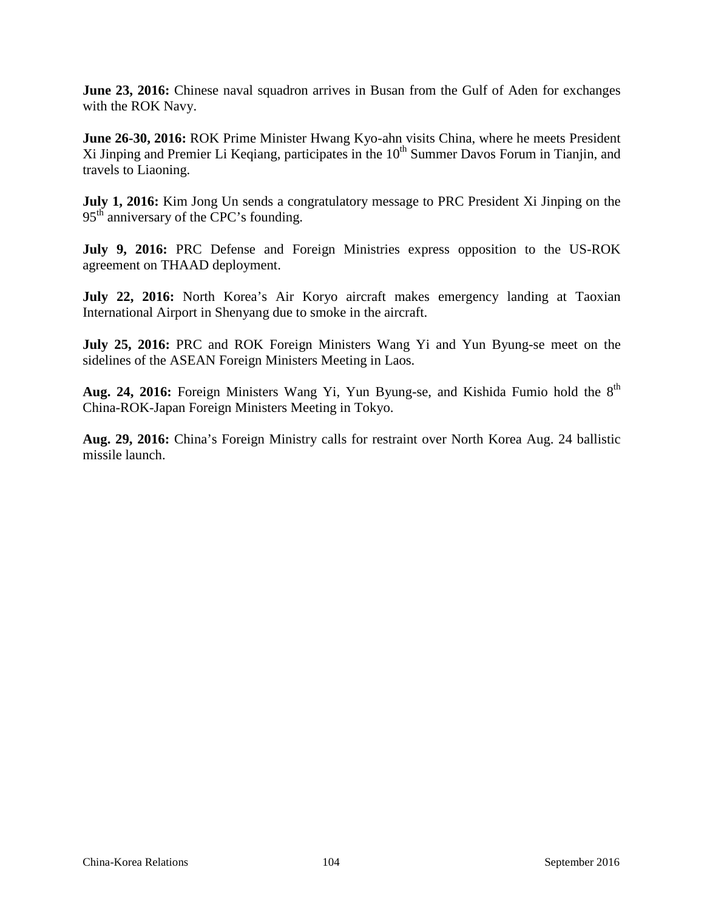**June 23, 2016:** Chinese naval squadron arrives in Busan from the Gulf of Aden for exchanges with the ROK Navy.

**June 26-30, 2016:** ROK Prime Minister Hwang Kyo-ahn visits China, where he meets President Xi Jinping and Premier Li Keqiang, participates in the 10th Summer Davos Forum in Tianjin, and travels to Liaoning.

**July 1, 2016:** Kim Jong Un sends a congratulatory message to PRC President Xi Jinping on the 95th anniversary of the CPC's founding.

**July 9, 2016:** PRC Defense and Foreign Ministries express opposition to the US-ROK agreement on THAAD deployment.

**July 22, 2016:** North Korea's Air Koryo aircraft makes emergency landing at Taoxian International Airport in Shenyang due to smoke in the aircraft.

**July 25, 2016:** PRC and ROK Foreign Ministers Wang Yi and Yun Byung-se meet on the sidelines of the ASEAN Foreign Ministers Meeting in Laos.

**Aug. 24, 2016:** Foreign Ministers Wang Yi, Yun Byung-se, and Kishida Fumio hold the 8th China-ROK-Japan Foreign Ministers Meeting in Tokyo.

**Aug. 29, 2016:** China's Foreign Ministry calls for restraint over North Korea Aug. 24 ballistic missile launch.